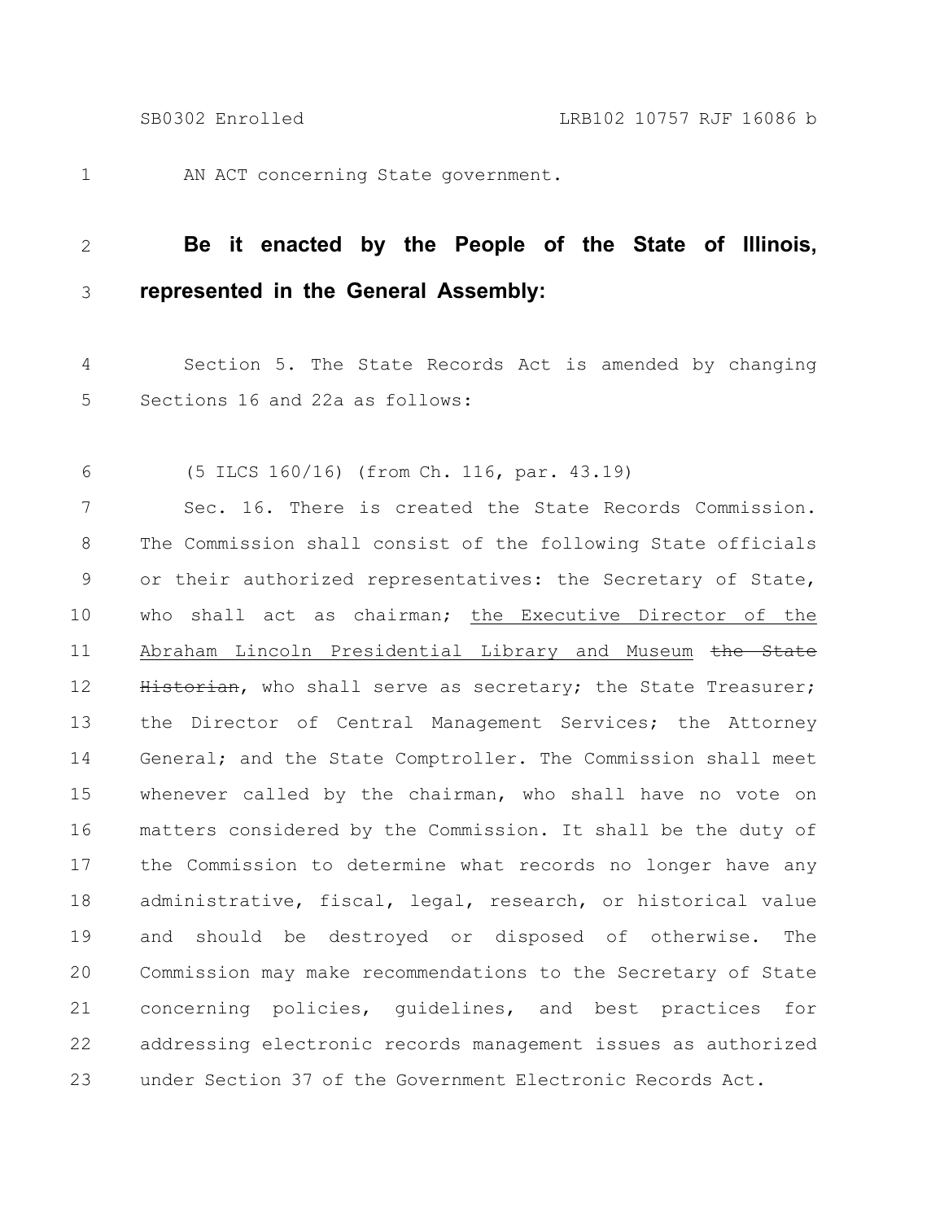AN ACT concerning State government.

**Be it enacted by the People of the State of Illinois, represented in the General Assembly:**

Section 5. The State Records Act is amended by changing Sections 16 and 22a as follows:

(5 ILCS 160/16) (from Ch. 116, par. 43.19)

Sec. 16. There is created the State Records Commission. The Commission shall consist of the following State officials or their authorized representatives: the Secretary of State, who shall act as chairman; the Executive Director of the Abraham Lincoln Presidential Library and Museum ~~the State Historian~~, who shall serve as secretary; the State Treasurer; the Director of Central Management Services; the Attorney General; and the State Comptroller. The Commission shall meet whenever called by the chairman, who shall have no vote on matters considered by the Commission. It shall be the duty of the Commission to determine what records no longer have any administrative, fiscal, legal, research, or historical value and should be destroyed or disposed of otherwise. The Commission may make recommendations to the Secretary of State concerning policies, guidelines, and best practices for addressing electronic records management issues as authorized under Section 37 of the Government Electronic Records Act.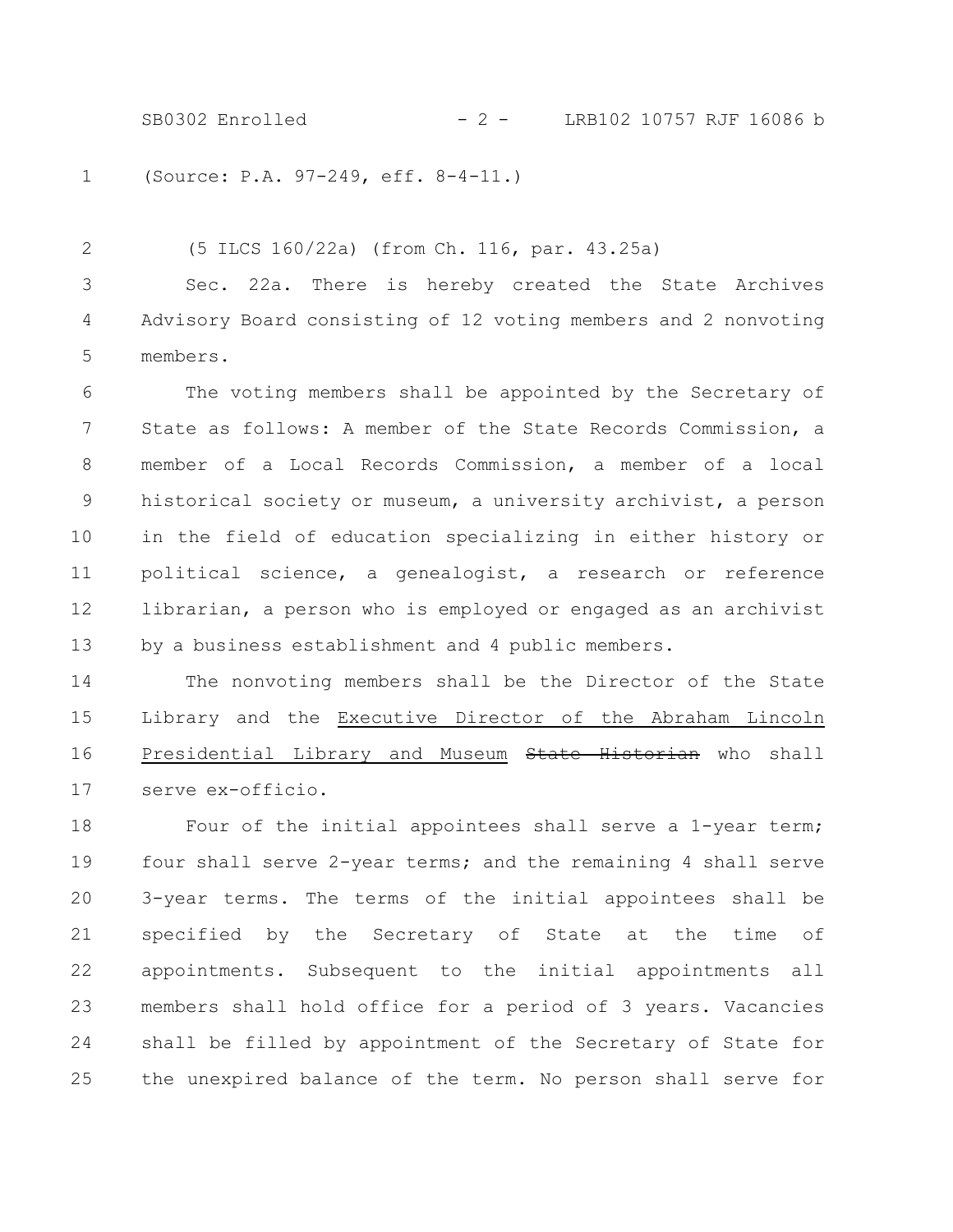(Source: P.A. 97-249, eff. 8-4-11.)

(5 ILCS 160/22a) (from Ch. 116, par. 43.25a)

Sec. 22a. There is hereby created the State Archives Advisory Board consisting of 12 voting members and 2 nonvoting members.

The voting members shall be appointed by the Secretary of State as follows: A member of the State Records Commission, a member of a Local Records Commission, a member of a local historical society or museum, a university archivist, a person in the field of education specializing in either history or political science, a genealogist, a research or reference librarian, a person who is employed or engaged as an archivist by a business establishment and 4 public members.

The nonvoting members shall be the Director of the State Library and the <u>Executive Director of the Abraham Lincoln Presidential Library and Museum</u> ~~State Historian~~ who shall serve ex-officio.

Four of the initial appointees shall serve a 1-year term; four shall serve 2-year terms; and the remaining 4 shall serve 3-year terms. The terms of the initial appointees shall be specified by the Secretary of State at the time of appointments. Subsequent to the initial appointments all members shall hold office for a period of 3 years. Vacancies shall be filled by appointment of the Secretary of State for the unexpired balance of the term. No person shall serve for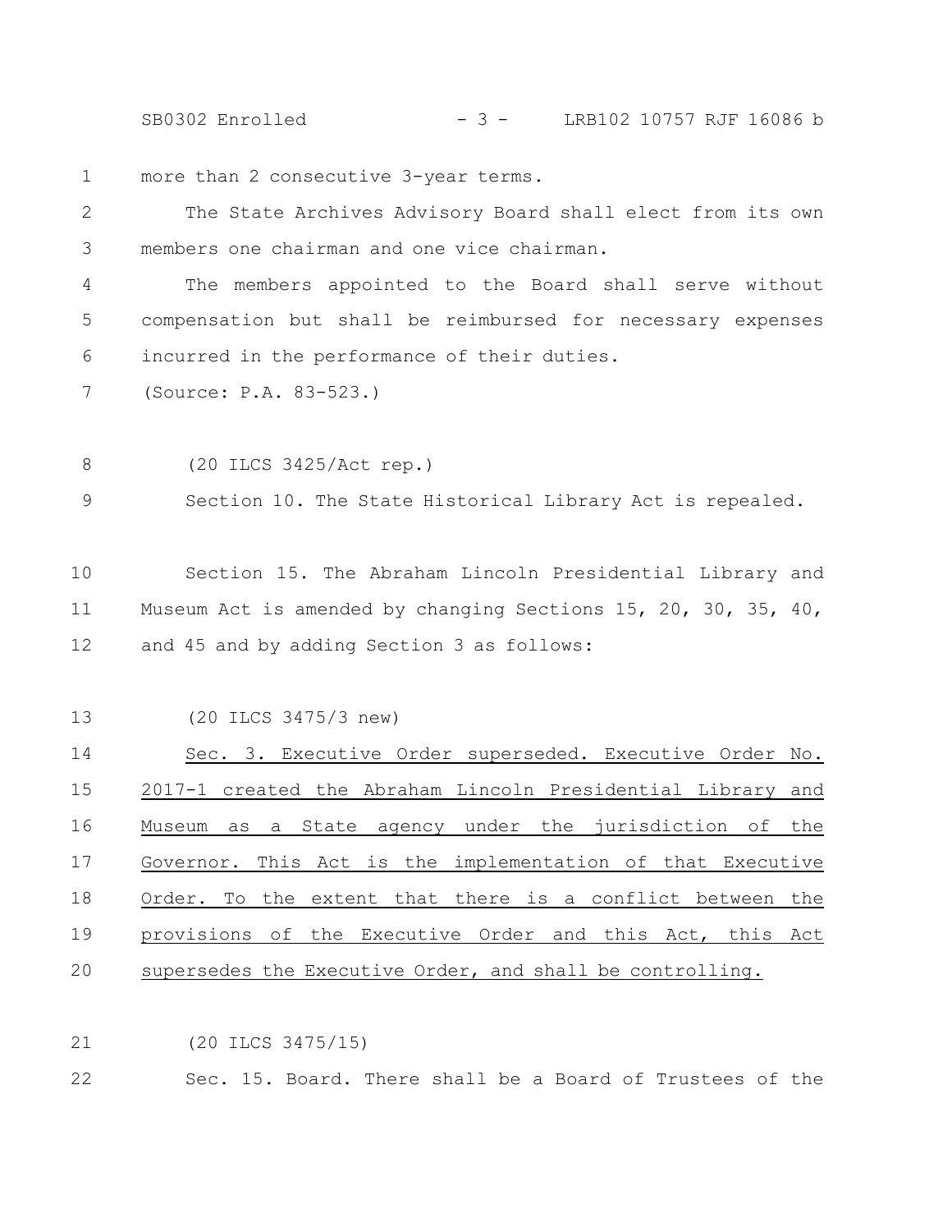more than 2 consecutive 3-year terms.

The State Archives Advisory Board shall elect from its own members one chairman and one vice chairman.

The members appointed to the Board shall serve without compensation but shall be reimbursed for necessary expenses incurred in the performance of their duties.

(Source: P.A. 83-523.)

(20 ILCS 3425/Act rep.)

Section 10. The State Historical Library Act is repealed.

Section 15. The Abraham Lincoln Presidential Library and Museum Act is amended by changing Sections 15, 20, 30, 35, 40, and 45 and by adding Section 3 as follows:

(20 ILCS 3475/3 new)

Sec. 3. Executive Order superseded. Executive Order No. 2017-1 created the Abraham Lincoln Presidential Library and Museum as a State agency under the jurisdiction of the Governor. This Act is the implementation of that Executive Order. To the extent that there is a conflict between the provisions of the Executive Order and this Act, this Act supersedes the Executive Order, and shall be controlling.

(20 ILCS 3475/15)

Sec. 15. Board. There shall be a Board of Trustees of the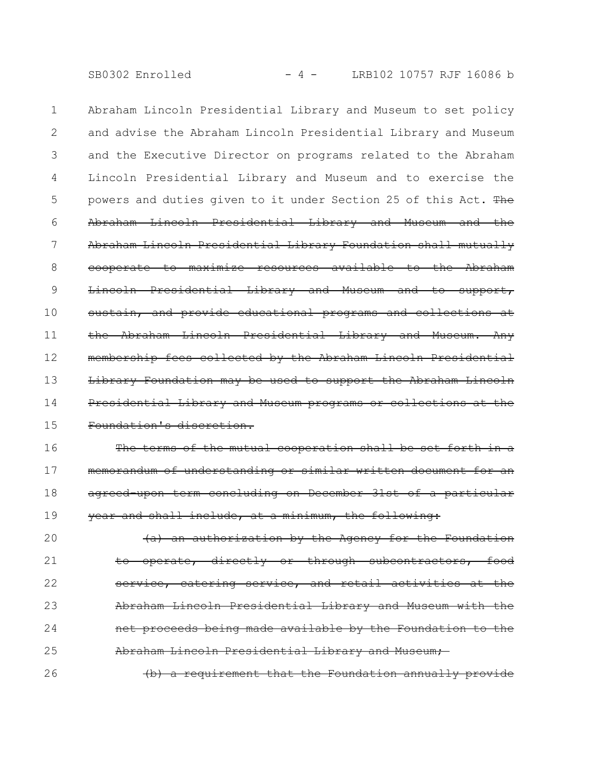Abraham Lincoln Presidential Library and Museum to set policy and advise the Abraham Lincoln Presidential Library and Museum and the Executive Director on programs related to the Abraham Lincoln Presidential Library and Museum and to exercise the powers and duties given to it under Section 25 of this Act. ~~The Abraham Lincoln Presidential Library and Museum and the Abraham Lincoln Presidential Library Foundation shall mutually cooperate to maximize resources available to the Abraham Lincoln Presidential Library and Museum and to support, sustain, and provide educational programs and collections at the Abraham Lincoln Presidential Library and Museum. Any membership fees collected by the Abraham Lincoln Presidential Library Foundation may be used to support the Abraham Lincoln Presidential Library and Museum programs or collections at the Foundation's discretion.~~

~~The terms of the mutual cooperation shall be set forth in a memorandum of understanding or similar written document for an agreed-upon term concluding on December 31st of a particular year and shall include, at a minimum, the following:~~

~~(a) an authorization by the Agency for the Foundation to operate, directly or through subcontractors, food service, catering service, and retail activities at the Abraham Lincoln Presidential Library and Museum with the net proceeds being made available by the Foundation to the Abraham Lincoln Presidential Library and Museum;~~

~~(b) a requirement that the Foundation annually provide~~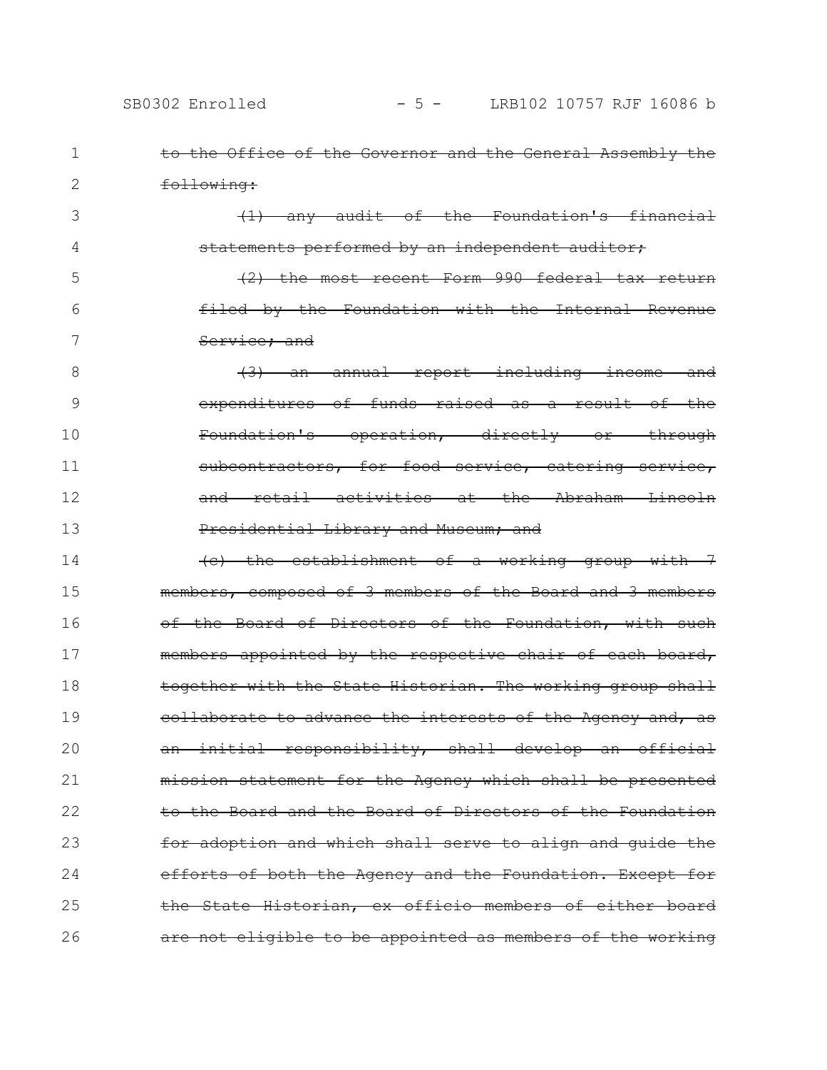~~to the Office of the Governor and the General Assembly the following:~~

~~(1) any audit of the Foundation's financial statements performed by an independent auditor;~~

~~(2) the most recent Form 990 federal tax return filed by the Foundation with the Internal Revenue Service; and~~

~~(3) an annual report including income and expenditures of funds raised as a result of the Foundation's operation, directly or through subcontractors, for food service, catering service, and retail activities at the Abraham Lincoln Presidential Library and Museum; and~~

~~(c) the establishment of a working group with 7 members, composed of 3 members of the Board and 3 members of the Board of Directors of the Foundation, with such members appointed by the respective chair of each board, together with the State Historian. The working group shall collaborate to advance the interests of the Agency and, as an initial responsibility, shall develop an official mission statement for the Agency which shall be presented to the Board and the Board of Directors of the Foundation for adoption and which shall serve to align and guide the efforts of both the Agency and the Foundation. Except for the State Historian, ex officio members of either board are not eligible to be appointed as members of the working~~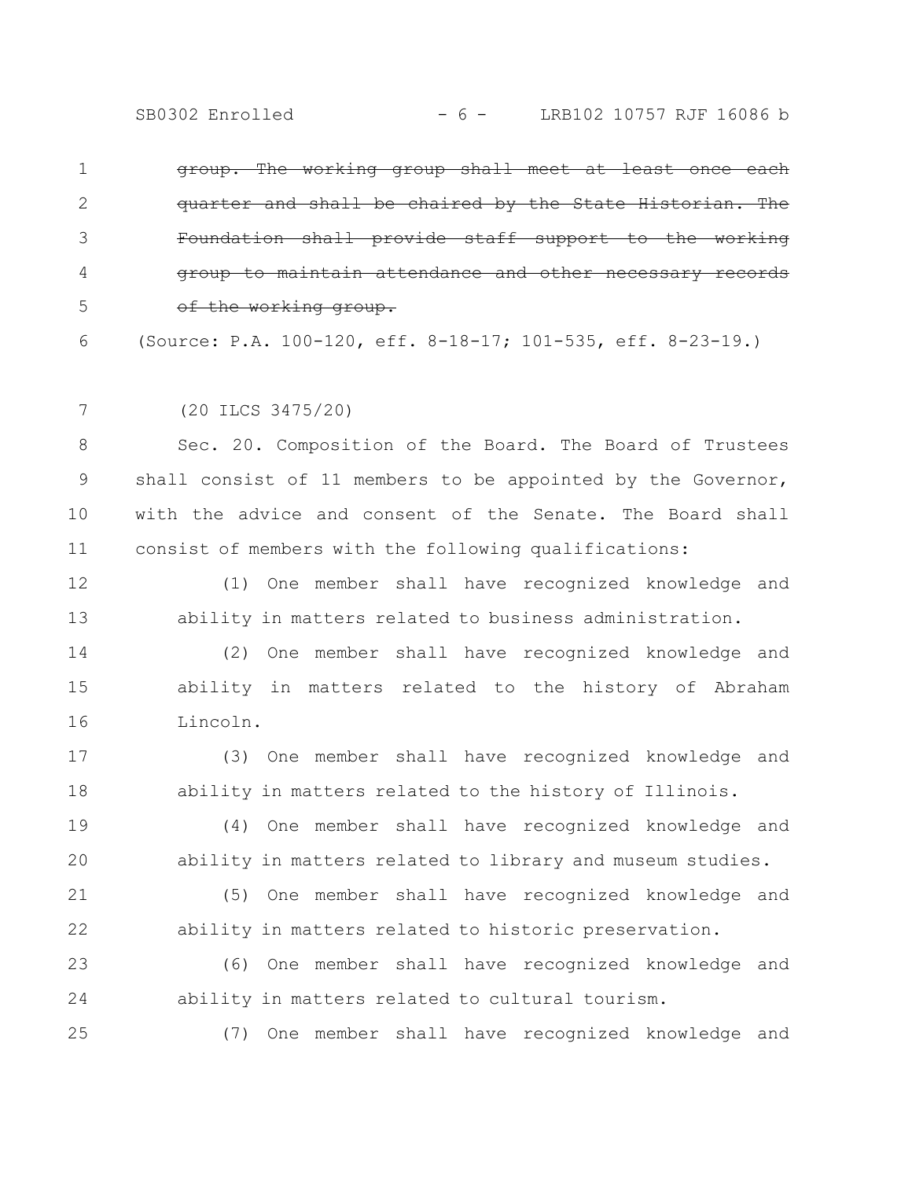~~group. The working group shall meet at least once each quarter and shall be chaired by the State Historian. The Foundation shall provide staff support to the working group to maintain attendance and other necessary records of the working group.~~

(Source: P.A. 100-120, eff. 8-18-17; 101-535, eff. 8-23-19.)

(20 ILCS 3475/20)

Sec. 20. Composition of the Board. The Board of Trustees shall consist of 11 members to be appointed by the Governor, with the advice and consent of the Senate. The Board shall consist of members with the following qualifications:

(1) One member shall have recognized knowledge and ability in matters related to business administration.

(2) One member shall have recognized knowledge and ability in matters related to the history of Abraham Lincoln.

(3) One member shall have recognized knowledge and ability in matters related to the history of Illinois.

(4) One member shall have recognized knowledge and ability in matters related to library and museum studies.

(5) One member shall have recognized knowledge and ability in matters related to historic preservation.

(6) One member shall have recognized knowledge and ability in matters related to cultural tourism.

(7) One member shall have recognized knowledge and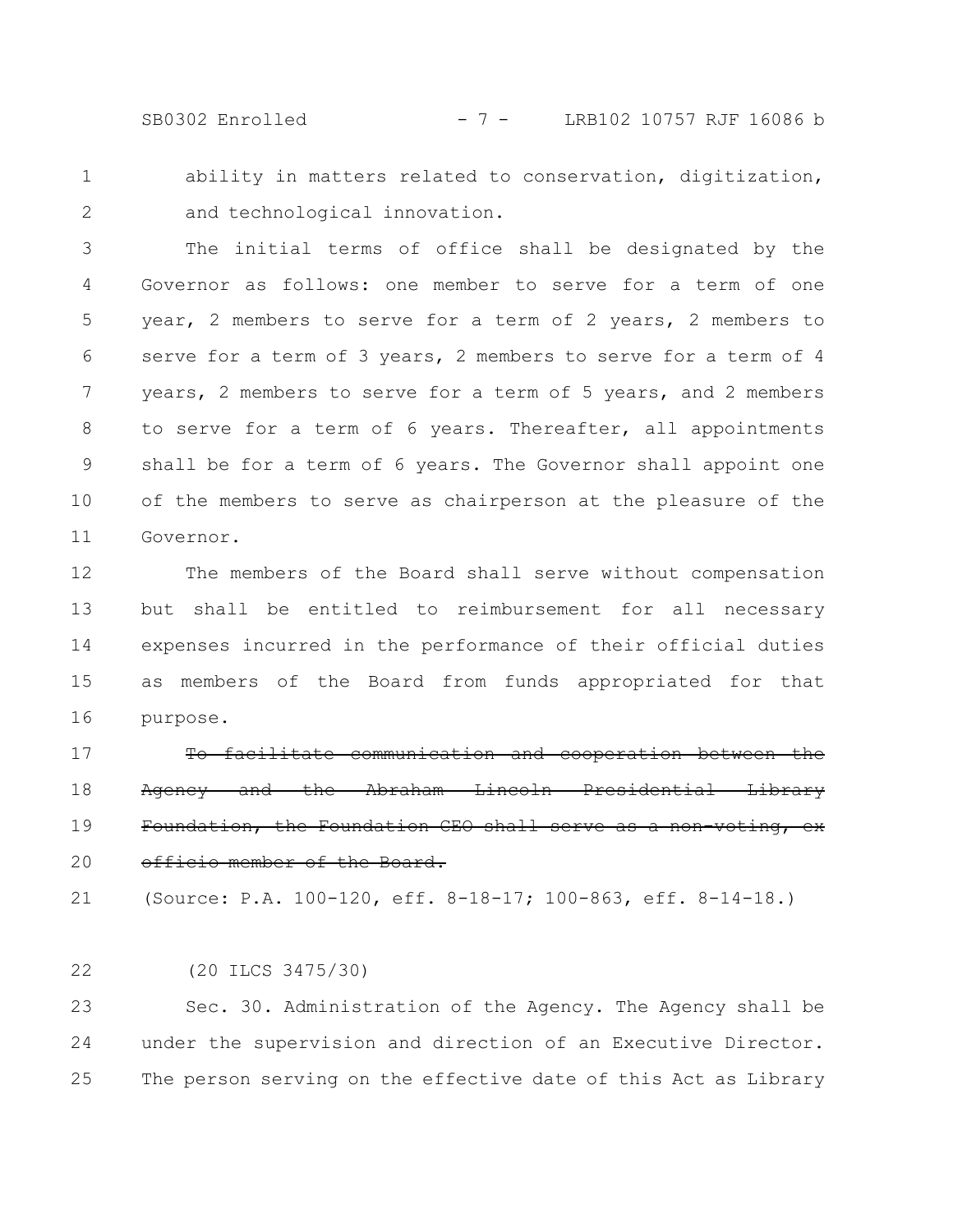ability in matters related to conservation, digitization, and technological innovation.

The initial terms of office shall be designated by the Governor as follows: one member to serve for a term of one year, 2 members to serve for a term of 2 years, 2 members to serve for a term of 3 years, 2 members to serve for a term of 4 years, 2 members to serve for a term of 5 years, and 2 members to serve for a term of 6 years. Thereafter, all appointments shall be for a term of 6 years. The Governor shall appoint one of the members to serve as chairperson at the pleasure of the Governor.

The members of the Board shall serve without compensation but shall be entitled to reimbursement for all necessary expenses incurred in the performance of their official duties as members of the Board from funds appropriated for that purpose.

~~To facilitate communication and cooperation between the Agency and the Abraham Lincoln Presidential Library Foundation, the Foundation CEO shall serve as a non-voting, ex officio member of the Board.~~

(Source: P.A. 100-120, eff. 8-18-17; 100-863, eff. 8-14-18.)

(20 ILCS 3475/30)

Sec. 30. Administration of the Agency. The Agency shall be under the supervision and direction of an Executive Director. The person serving on the effective date of this Act as Library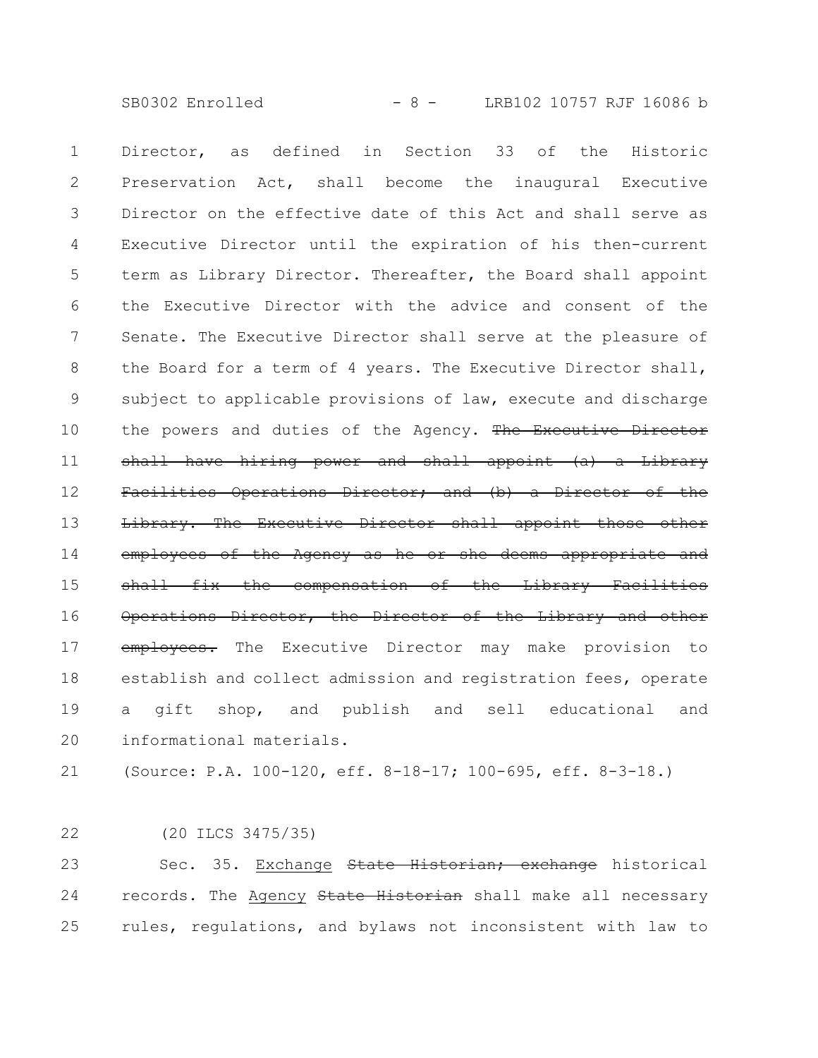Director, as defined in Section 33 of the Historic Preservation Act, shall become the inaugural Executive Director on the effective date of this Act and shall serve as Executive Director until the expiration of his then-current term as Library Director. Thereafter, the Board shall appoint the Executive Director with the advice and consent of the Senate. The Executive Director shall serve at the pleasure of the Board for a term of 4 years. The Executive Director shall, subject to applicable provisions of law, execute and discharge the powers and duties of the Agency. ~~The Executive Director shall have hiring power and shall appoint (a) a Library Facilities Operations Director; and (b) a Director of the Library. The Executive Director shall appoint those other employees of the Agency as he or she deems appropriate and shall fix the compensation of the Library Facilities Operations Director, the Director of the Library and other employees.~~ The Executive Director may make provision to establish and collect admission and registration fees, operate a gift shop, and publish and sell educational and informational materials.

(Source: P.A. 100-120, eff. 8-18-17; 100-695, eff. 8-3-18.)

(20 ILCS 3475/35)

Sec. 35. <u>Exchange</u> ~~State Historian; exchange~~ historical records. The <u>Agency</u> ~~State Historian~~ shall make all necessary rules, regulations, and bylaws not inconsistent with law to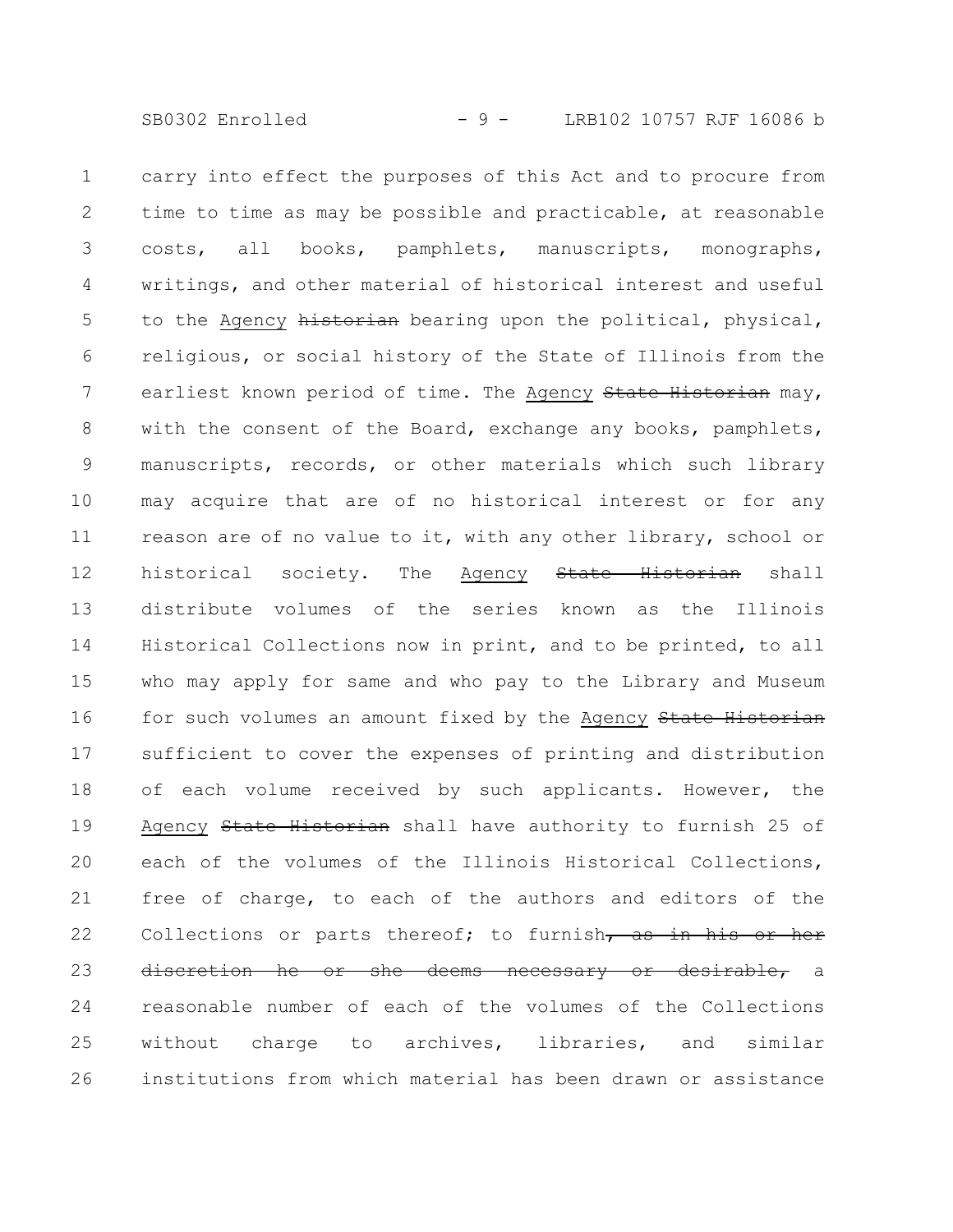carry into effect the purposes of this Act and to procure from time to time as may be possible and practicable, at reasonable costs, all books, pamphlets, manuscripts, monographs, writings, and other material of historical interest and useful to the Agency ~~historian~~ bearing upon the political, physical, religious, or social history of the State of Illinois from the earliest known period of time. The Agency ~~State Historian~~ may, with the consent of the Board, exchange any books, pamphlets, manuscripts, records, or other materials which such library may acquire that are of no historical interest or for any reason are of no value to it, with any other library, school or historical society. The Agency ~~State Historian~~ shall distribute volumes of the series known as the Illinois Historical Collections now in print, and to be printed, to all who may apply for same and who pay to the Library and Museum for such volumes an amount fixed by the Agency ~~State Historian~~ sufficient to cover the expenses of printing and distribution of each volume received by such applicants. However, the Agency ~~State Historian~~ shall have authority to furnish 25 of each of the volumes of the Illinois Historical Collections, free of charge, to each of the authors and editors of the Collections or parts thereof; to furnish~~, as in his or her discretion he or she deems necessary or desirable,~~ a reasonable number of each of the volumes of the Collections without charge to archives, libraries, and similar institutions from which material has been drawn or assistance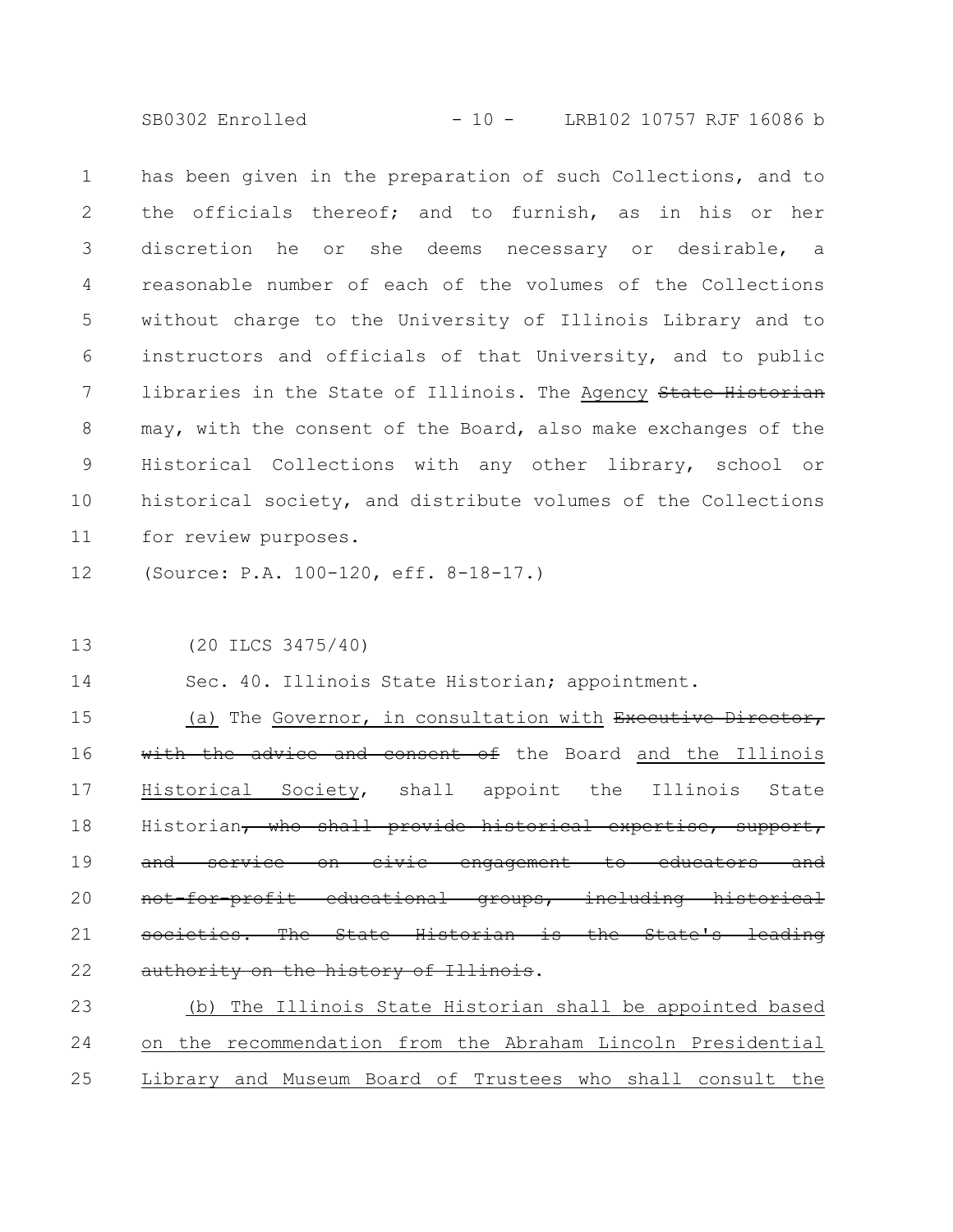has been given in the preparation of such Collections, and to the officials thereof; and to furnish, as in his or her discretion he or she deems necessary or desirable, a reasonable number of each of the volumes of the Collections without charge to the University of Illinois Library and to instructors and officials of that University, and to public libraries in the State of Illinois. The <u>Agency</u> ~~State Historian~~ may, with the consent of the Board, also make exchanges of the Historical Collections with any other library, school or historical society, and distribute volumes of the Collections for review purposes.

(Source: P.A. 100-120, eff. 8-18-17.)

(20 ILCS 3475/40)

Sec. 40. Illinois State Historian; appointment.

<u>(a)</u> The <u>Governor, in consultation with</u> ~~Executive Director, with the advice and consent of~~ the Board <u>and the Illinois Historical Society</u>, shall appoint the Illinois State Historian~~, who shall provide historical expertise, support, and service on civic engagement to educators and not-for-profit educational groups, including historical societies. The State Historian is the State's leading authority on the history of Illinois~~.

<u>(b) The Illinois State Historian shall be appointed based on the recommendation from the Abraham Lincoln Presidential Library and Museum Board of Trustees who shall consult the</u>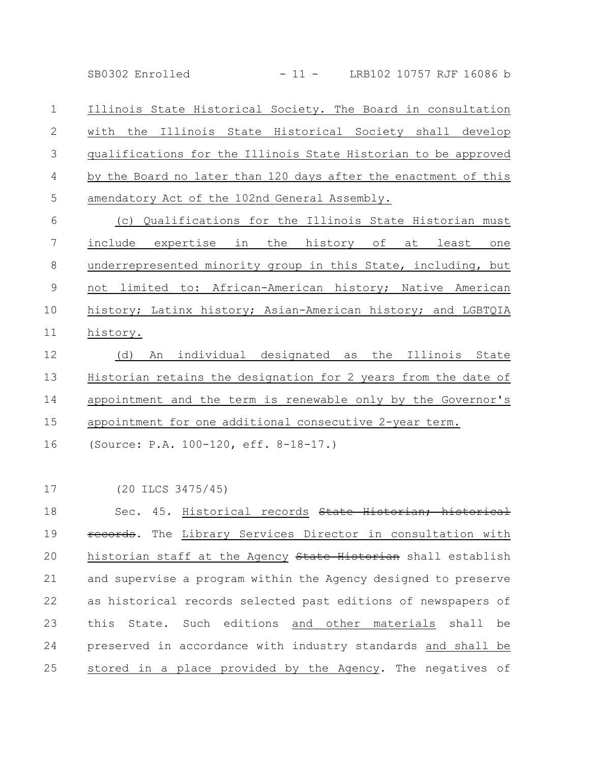Illinois State Historical Society. The Board in consultation with the Illinois State Historical Society shall develop qualifications for the Illinois State Historian to be approved by the Board no later than 120 days after the enactment of this amendatory Act of the 102nd General Assembly.

(c) Qualifications for the Illinois State Historian must include expertise in the history of at least one underrepresented minority group in this State, including, but not limited to: African-American history; Native American history; Latinx history; Asian-American history; and LGBTQIA history.

(d) An individual designated as the Illinois State Historian retains the designation for 2 years from the date of appointment and the term is renewable only by the Governor's appointment for one additional consecutive 2-year term.

(Source: P.A. 100-120, eff. 8-18-17.)

(20 ILCS 3475/45)

Sec. 45. Historical records ~~State Historian; historical records~~. The Library Services Director in consultation with historian staff at the Agency ~~State Historian~~ shall establish and supervise a program within the Agency designed to preserve as historical records selected past editions of newspapers of this State. Such editions and other materials shall be preserved in accordance with industry standards and shall be stored in a place provided by the Agency. The negatives of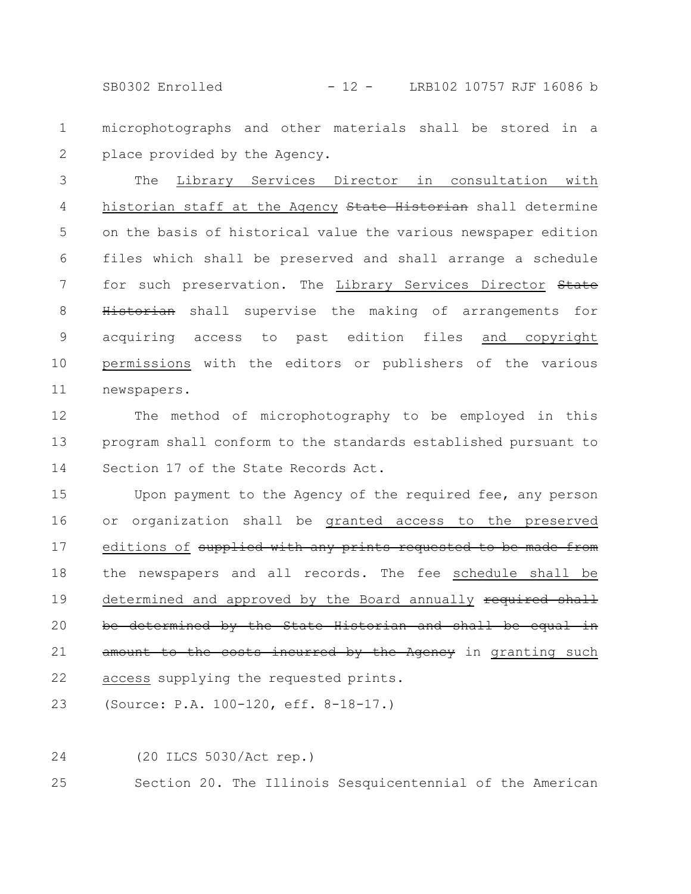microphotographs and other materials shall be stored in a place provided by the Agency.

The Library Services Director in consultation with historian staff at the Agency ~~State Historian~~ shall determine on the basis of historical value the various newspaper edition files which shall be preserved and shall arrange a schedule for such preservation. The Library Services Director ~~State Historian~~ shall supervise the making of arrangements for acquiring access to past edition files and copyright permissions with the editors or publishers of the various newspapers.

The method of microphotography to be employed in this program shall conform to the standards established pursuant to Section 17 of the State Records Act.

Upon payment to the Agency of the required fee, any person or organization shall be granted access to the preserved editions of ~~supplied with any prints requested to be made from~~ the newspapers and all records. The fee schedule shall be determined and approved by the Board annually ~~required shall be determined by the State Historian and shall be equal in amount to the costs incurred by the Agency~~ in granting such access supplying the requested prints.

(Source: P.A. 100-120, eff. 8-18-17.)

(20 ILCS 5030/Act rep.)

Section 20. The Illinois Sesquicentennial of the American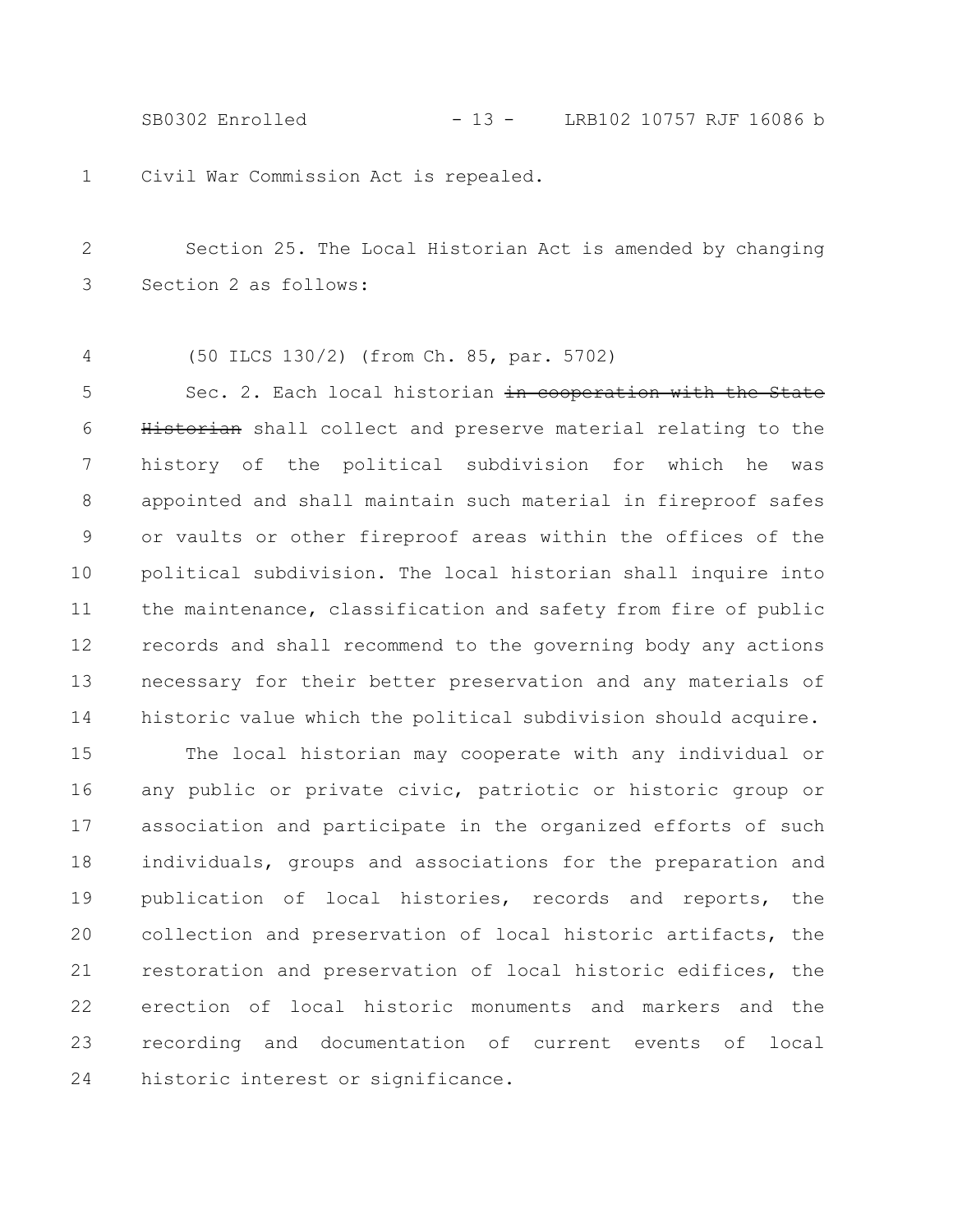Civil War Commission Act is repealed.

Section 25. The Local Historian Act is amended by changing Section 2 as follows:

(50 ILCS 130/2) (from Ch. 85, par. 5702)

Sec. 2. Each local historian ~~in cooperation with the State Historian~~ shall collect and preserve material relating to the history of the political subdivision for which he was appointed and shall maintain such material in fireproof safes or vaults or other fireproof areas within the offices of the political subdivision. The local historian shall inquire into the maintenance, classification and safety from fire of public records and shall recommend to the governing body any actions necessary for their better preservation and any materials of historic value which the political subdivision should acquire.

The local historian may cooperate with any individual or any public or private civic, patriotic or historic group or association and participate in the organized efforts of such individuals, groups and associations for the preparation and publication of local histories, records and reports, the collection and preservation of local historic artifacts, the restoration and preservation of local historic edifices, the erection of local historic monuments and markers and the recording and documentation of current events of local historic interest or significance.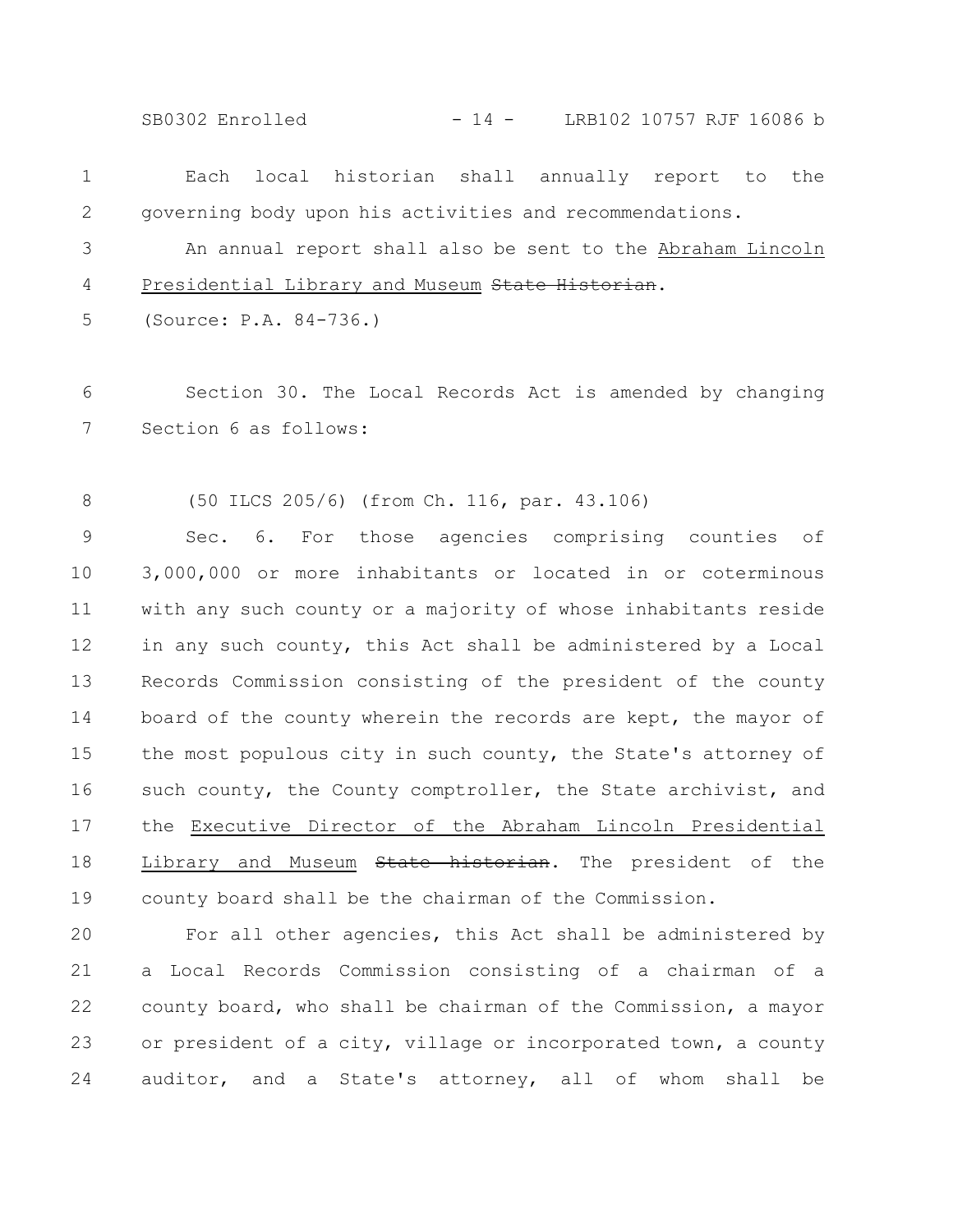Each local historian shall annually report to the governing body upon his activities and recommendations.

An annual report shall also be sent to the Abraham Lincoln Presidential Library and Museum ~~State Historian~~.

(Source: P.A. 84-736.)

Section 30. The Local Records Act is amended by changing Section 6 as follows:

(50 ILCS 205/6) (from Ch. 116, par. 43.106)

Sec. 6. For those agencies comprising counties of 3,000,000 or more inhabitants or located in or coterminous with any such county or a majority of whose inhabitants reside in any such county, this Act shall be administered by a Local Records Commission consisting of the president of the county board of the county wherein the records are kept, the mayor of the most populous city in such county, the State's attorney of such county, the County comptroller, the State archivist, and the Executive Director of the Abraham Lincoln Presidential Library and Museum ~~State historian~~. The president of the county board shall be the chairman of the Commission.

For all other agencies, this Act shall be administered by a Local Records Commission consisting of a chairman of a county board, who shall be chairman of the Commission, a mayor or president of a city, village or incorporated town, a county auditor, and a State's attorney, all of whom shall be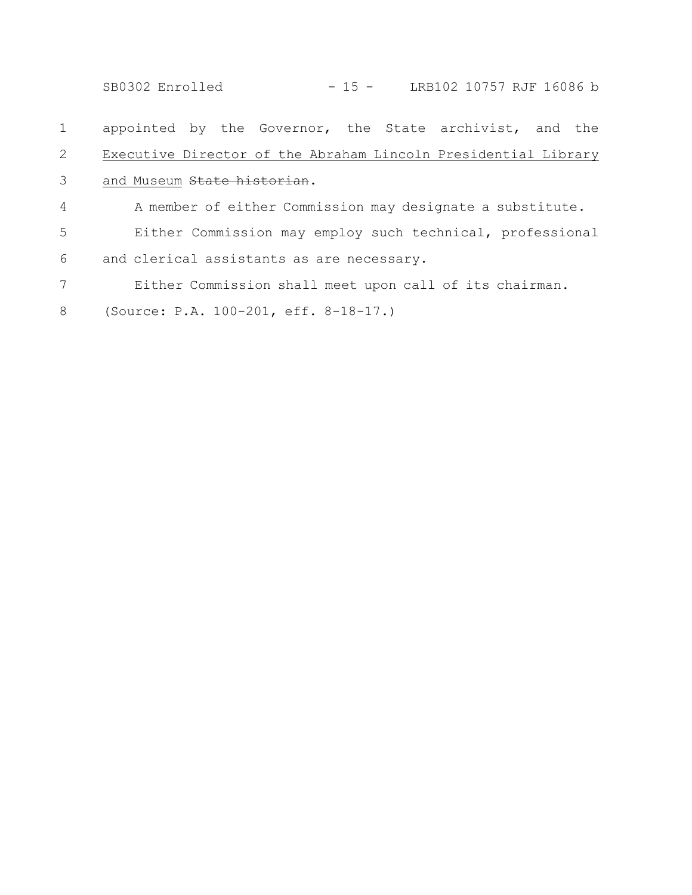appointed by the Governor, the State archivist, and the <u>Executive Director of the Abraham Lincoln Presidential Library and Museum</u> ~~State historian~~.

A member of either Commission may designate a substitute.

Either Commission may employ such technical, professional and clerical assistants as are necessary.

Either Commission shall meet upon call of its chairman.

(Source: P.A. 100-201, eff. 8-18-17.)